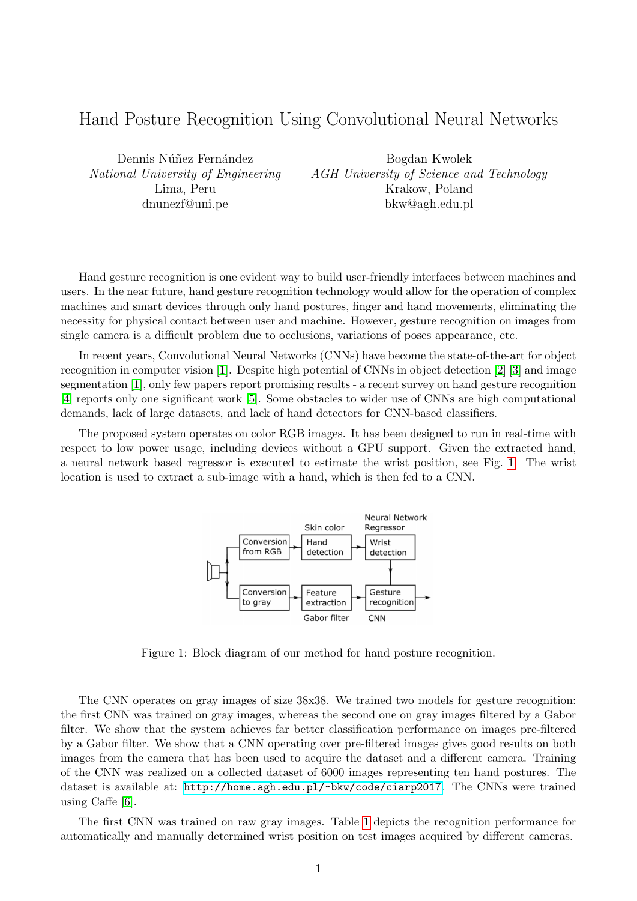# Hand Posture Recognition Using Convolutional Neural Networks

Dennis Núñez Fernández
*National University of Engineering*
Lima, Peru
dnunezf@uni.pe

Bogdan Kwolek
*AGH University of Science and Technology*
Krakow, Poland
bkw@agh.edu.pl

Hand gesture recognition is one evident way to build user-friendly interfaces between machines and users. In the near future, hand gesture recognition technology would allow for the operation of complex machines and smart devices through only hand postures, finger and hand movements, eliminating the necessity for physical contact between user and machine. However, gesture recognition on images from single camera is a difficult problem due to occlusions, variations of poses appearance, etc.

In recent years, Convolutional Neural Networks (CNNs) have become the state-of-the-art for object recognition in computer vision [1]. Despite high potential of CNNs in object detection [2] [3] and image segmentation [1], only few papers report promising results - a recent survey on hand gesture recognition [4] reports only one significant work [5]. Some obstacles to wider use of CNNs are high computational demands, lack of large datasets, and lack of hand detectors for CNN-based classifiers.

The proposed system operates on color RGB images. It has been designed to run in real-time with respect to low power usage, including devices without a GPU support. Given the extracted hand, a neural network based regressor is executed to estimate the wrist position, see Fig. 1. The wrist location is used to extract a sub-image with a hand, which is then fed to a CNN.

Figure 1: Block diagram of our method for hand posture recognition.

The CNN operates on gray images of size 38x38. We trained two models for gesture recognition: the first CNN was trained on gray images, whereas the second one on gray images filtered by a Gabor filter. We show that the system achieves far better classification performance on images pre-filtered by a Gabor filter. We show that a CNN operating over pre-filtered images gives good results on both images from the camera that has been used to acquire the dataset and a different camera. Training of the CNN was realized on a collected dataset of 6000 images representing ten hand postures. The dataset is available at: http://home.agh.edu.pl/~bkw/code/ciarp2017. The CNNs were trained using Caffe [6].

The first CNN was trained on raw gray images. Table 1 depicts the recognition performance for automatically and manually determined wrist position on test images acquired by different cameras.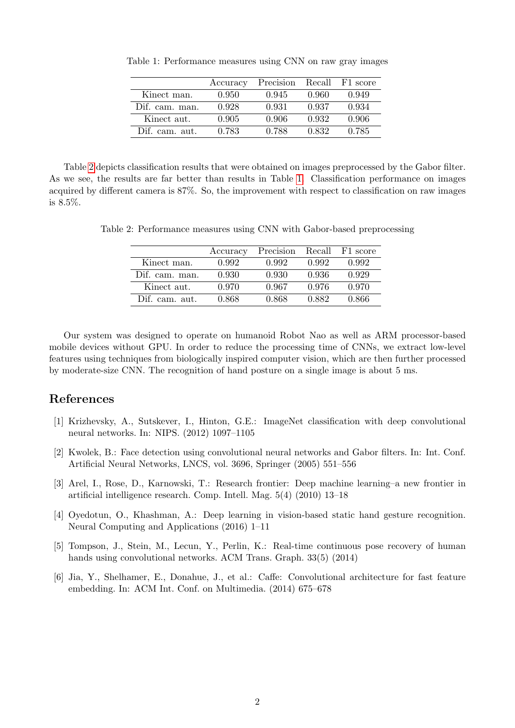Table 1: Performance measures using CNN on raw gray images

| | Accuracy | Precision | Recall | F1 score |
|---|---|---|---|---|
| Kinect man. | 0.950 | 0.945 | 0.960 | 0.949 |
| Dif. cam. man. | 0.928 | 0.931 | 0.937 | 0.934 |
| Kinect aut. | 0.905 | 0.906 | 0.932 | 0.906 |
| Dif. cam. aut. | 0.783 | 0.788 | 0.832 | 0.785 |

Table 2 depicts classification results that were obtained on images preprocessed by the Gabor filter. As we see, the results are far better than results in Table 1. Classification performance on images acquired by different camera is 87%. So, the improvement with respect to classification on raw images is 8.5%.

Table 2: Performance measures using CNN with Gabor-based preprocessing

| | Accuracy | Precision | Recall | F1 score |
|---|---|---|---|---|
| Kinect man. | 0.992 | 0.992 | 0.992 | 0.992 |
| Dif. cam. man. | 0.930 | 0.930 | 0.936 | 0.929 |
| Kinect aut. | 0.970 | 0.967 | 0.976 | 0.970 |
| Dif. cam. aut. | 0.868 | 0.868 | 0.882 | 0.866 |

Our system was designed to operate on humanoid Robot Nao as well as ARM processor-based mobile devices without GPU. In order to reduce the processing time of CNNs, we extract low-level features using techniques from biologically inspired computer vision, which are then further processed by moderate-size CNN. The recognition of hand posture on a single image is about 5 ms.

## References

[1] Krizhevsky, A., Sutskever, I., Hinton, G.E.: ImageNet classification with deep convolutional neural networks. In: NIPS. (2012) 1097–1105

[2] Kwolek, B.: Face detection using convolutional neural networks and Gabor filters. In: Int. Conf. Artificial Neural Networks, LNCS, vol. 3696, Springer (2005) 551–556

[3] Arel, I., Rose, D., Karnowski, T.: Research frontier: Deep machine learning–a new frontier in artificial intelligence research. Comp. Intell. Mag. 5(4) (2010) 13–18

[4] Oyedotun, O., Khashman, A.: Deep learning in vision-based static hand gesture recognition. Neural Computing and Applications (2016) 1–11

[5] Tompson, J., Stein, M., Lecun, Y., Perlin, K.: Real-time continuous pose recovery of human hands using convolutional networks. ACM Trans. Graph. 33(5) (2014)

[6] Jia, Y., Shelhamer, E., Donahue, J., et al.: Caffe: Convolutional architecture for fast feature embedding. In: ACM Int. Conf. on Multimedia. (2014) 675–678